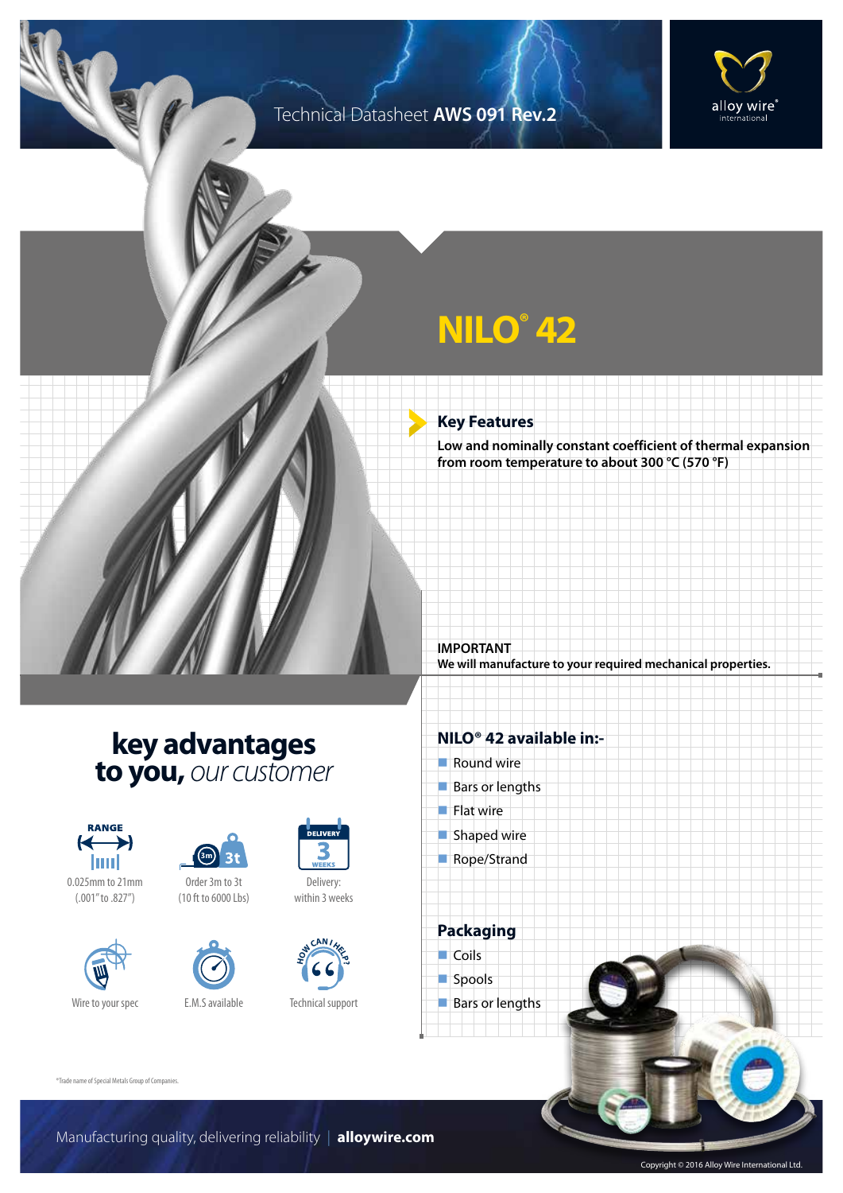Technical Datasheet **AWS 091 Rev.2**

# NILO® 42

## Key Features

**Low and nominally constant coefficient of thermal expansion from room temperature to about 300 °C (570 °F)**

**IMPORTANT**
**We will manufacture to your required mechanical properties.**

## key advantages to you, *our customer*

- RANGE: 0.025mm to 21mm (.001" to .827")
- Order 3m to 3t (10 ft to 6000 Lbs)
- Delivery: within 3 weeks
- Wire to your spec
- E.M.S available
- Technical support

## NILO® 42 available in:-

- Round wire
- Bars or lengths
- Flat wire
- Shaped wire
- Rope/Strand

## Packaging

- Coils
- Spools
- Bars or lengths

*Trade name of Special Metals Group of Companies.

Manufacturing quality, delivering reliability | **alloywire.com**

Copyright © 2016 Alloy Wire International Ltd.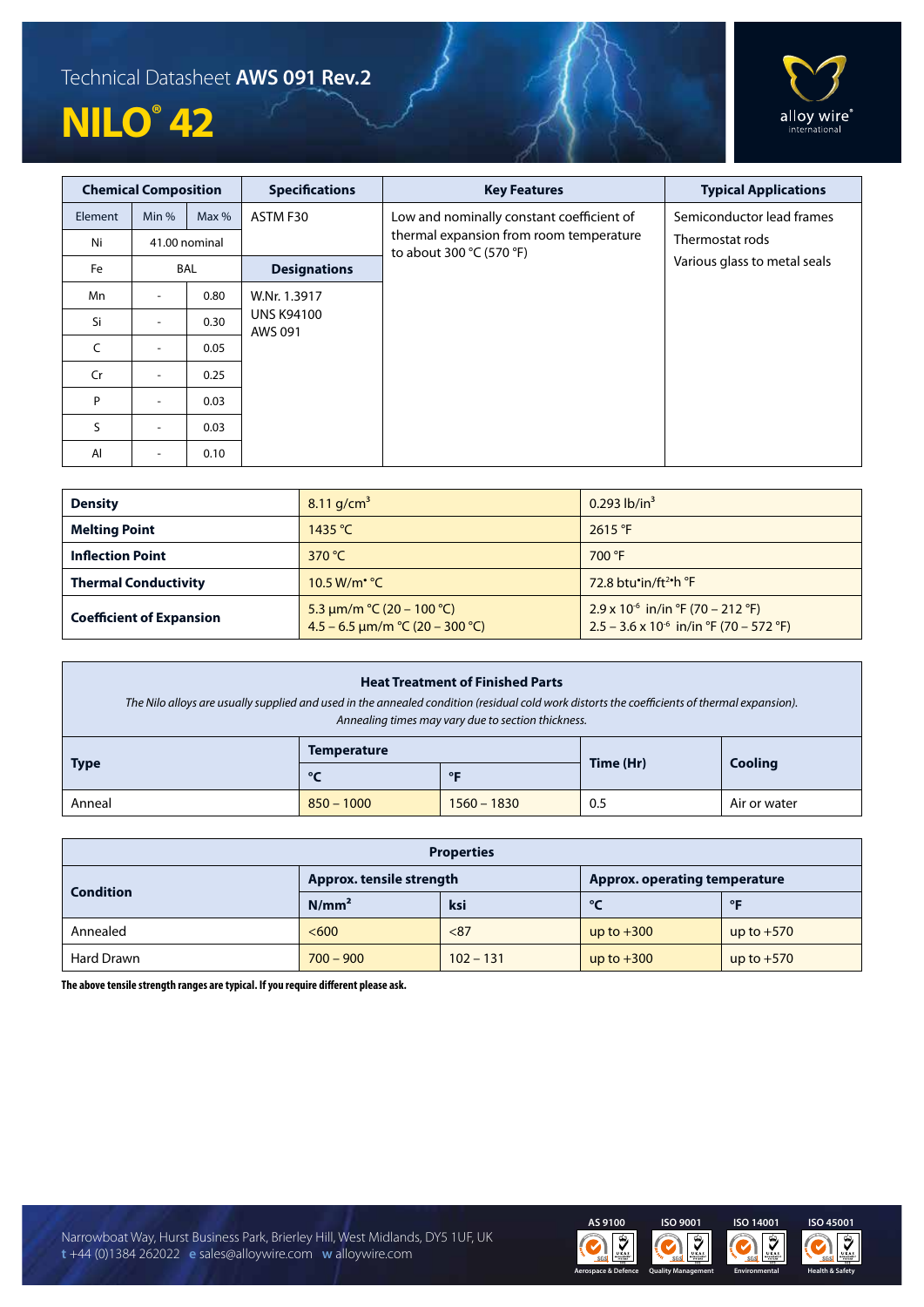Technical Datasheet **AWS 091 Rev.2**

# NILO® 42

| Chemical Composition | | | Specifications | Key Features | Typical Applications |
|---|---|---|---|---|---|
| Element | Min % | Max % | ASTM F30 | Low and nominally constant coefficient of thermal expansion from room temperature to about 300 °C (570 °F) | Semiconductor lead frames<br>Thermostat rods<br>Various glass to metal seals |
| Ni | 41.00 nominal | | | | |
| Fe | BAL | | **Designations** | | |
| Mn | - | 0.80 | W.Nr. 1.3917<br>UNS K94100<br>AWS 091 | | |
| Si | - | 0.30 | | | |
| C | - | 0.05 | | | |
| Cr | - | 0.25 | | | |
| P | - | 0.03 | | | |
| S | - | 0.03 | | | |
| Al | - | 0.10 | | | |

| | | |
|---|---|---|
| **Density** | 8.11 g/cm³ | 0.293 lb/in³ |
| **Melting Point** | 1435 °C | 2615 °F |
| **Inflection Point** | 370 °C | 700 °F |
| **Thermal Conductivity** | 10.5 W/m• °C | 72.8 btu•in/ft²•h °F |
| **Coefficient of Expansion** | 5.3 µm/m °C (20 – 100 °C)<br>4.5 – 6.5 µm/m °C (20 – 300 °C) | $2.9 \times 10^{-6}$ in/in °F (70 – 212 °F)<br>$2.5 – 3.6 \times 10^{-6}$ in/in °F (70 – 572 °F) |

**Heat Treatment of Finished Parts**

*The Nilo alloys are usually supplied and used in the annealed condition (residual cold work distorts the coefficients of thermal expansion). Annealing times may vary due to section thickness.*

| Type | Temperature | | Time (Hr) | Cooling |
|---|---|---|---|---|
| | °C | °F | | |
| Anneal | 850 – 1000 | 1560 – 1830 | 0.5 | Air or water |

**Properties**

| Condition | Approx. tensile strength | | Approx. operating temperature | |
|---|---|---|---|---|
| | N/mm² | ksi | °C | °F |
| Annealed | <600 | <87 | up to +300 | up to +570 |
| Hard Drawn | 700 – 900 | 102 – 131 | up to +300 | up to +570 |

**The above tensile strength ranges are typical. If you require different please ask.**

Narrowboat Way, Hurst Business Park, Brierley Hill, West Midlands, DY5 1UF, UK
t +44 (0)1384 262022 e sales@alloywire.com w alloywire.com

AS 9100 Aerospace & Defence | ISO 9001 Quality Management | ISO 14001 Environmental | ISO 45001 Health & Safety